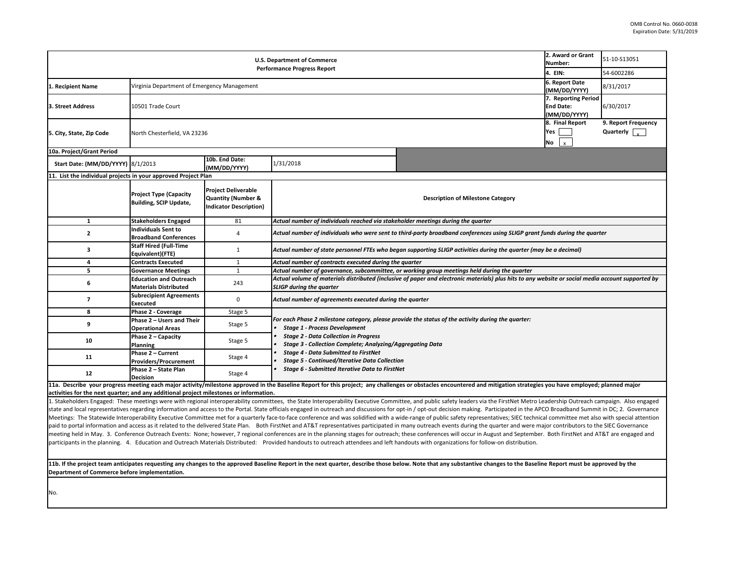OMB Control No. 0660-0038
Expiration Date: 5/31/2019

| U.S. Department of Commerce Performance Progress Report | | 2. Award or Grant Number: | 51-10-S13051 |
|---|---|---|---|
| | | 4. EIN: | 54-6002286 |
| 1. Recipient Name | Virginia Department of Emergency Management | 6. Report Date (MM/DD/YYYY) | 8/31/2017 |
| 3. Street Address | 10501 Trade Court | 7. Reporting Period End Date: (MM/DD/YYYY) | 6/30/2017 |
| 5. City, State, Zip Code | North Chesterfield, VA 23236 | 8. Final Report Yes [ ] No [x] | 9. Report Frequency Quarterly [x] |

**10a. Project/Grant Period**

| Start Date: (MM/DD/YYYY) | 8/1/2013 | 10b. End Date: (MM/DD/YYYY) | 1/31/2018 |
|---|---|---|---|

**11. List the individual projects in your approved Project Plan**

| | Project Type (Capacity Building, SCIP Update, | Project Deliverable Quantity (Number & Indicator Description) | Description of Milestone Category |
|---|---|---|---|
| 1 | Stakeholders Engaged | 81 | *Actual number of individuals reached via stakeholder meetings during the quarter* |
| 2 | Individuals Sent to Broadband Conferences | 4 | *Actual number of individuals who were sent to third-party broadband conferences using SLIGP grant funds during the quarter* |
| 3 | Staff Hired (Full-Time Equivalent)(FTE) | 1 | *Actual number of state personnel FTEs who began supporting SLIGP activities during the quarter (may be a decimal)* |
| 4 | Contracts Executed | 1 | *Actual number of contracts executed during the quarter* |
| 5 | Governance Meetings | 1 | *Actual number of governance, subcommittee, or working group meetings held during the quarter* |
| 6 | Education and Outreach Materials Distributed | 243 | *Actual volume of materials distributed (inclusive of paper and electronic materials) plus hits to any website or social media account supported by SLIGP during the quarter* |
| 7 | Subrecipient Agreements Executed | 0 | *Actual number of agreements executed during the quarter* |
| 8 | Phase 2 - Coverage | Stage 5 | *For each Phase 2 milestone category, please provide the status of the activity during the quarter:* <br>• *Stage 1 - Process Development* <br>• *Stage 2 - Data Collection in Progress* <br>• *Stage 3 - Collection Complete; Analyzing/Aggregating Data* <br>• *Stage 4 - Data Submitted to FirstNet* <br>• *Stage 5 - Continued/Iterative Data Collection* <br>• *Stage 6 - Submitted Iterative Data to FirstNet* |
| 9 | Phase 2 – Users and Their Operational Areas | Stage 5 | |
| 10 | Phase 2 – Capacity Planning | Stage 5 | |
| 11 | Phase 2 – Current Providers/Procurement | Stage 4 | |
| 12 | Phase 2 – State Plan Decision | Stage 4 | |

**11a. Describe your progress meeting each major activity/milestone approved in the Baseline Report for this project; any challenges or obstacles encountered and mitigation strategies you have employed; planned major activities for the next quarter; and any additional project milestones or information.**

1. Stakeholders Engaged: These meetings were with regional interoperability committees, the State Interoperability Executive Committee, and public safety leaders via the FirstNet Metro Leadership Outreach campaign. Also engaged state and local representatives regarding information and access to the Portal. State officials engaged in outreach and discussions for opt-in / opt-out decision making. Participated in the APCO Broadband Summit in DC; 2. Governance Meetings: The Statewide Interoperability Executive Committee met for a quarterly face-to-face conference and was solidified with a wide-range of public safety representatives; SIEC technical committee met also with special attention paid to portal information and access as it related to the delivered State Plan. Both FirstNet and AT&T representatives participated in many outreach events during the quarter and were major contributors to the SIEC Governance meeting held in May. 3. Conference Outreach Events: None; however, 7 regional conferences are in the planning stages for outreach; these conferences will occur in August and September. Both FirstNet and AT&T are engaged and participants in the planning. 4. Education and Outreach Materials Distributed: Provided handouts to outreach attendees and left handouts with organizations for follow-on distribution.

**11b. If the project team anticipates requesting any changes to the approved Baseline Report in the next quarter, describe those below. Note that any substantive changes to the Baseline Report must be approved by the Department of Commerce before implementation.**

No.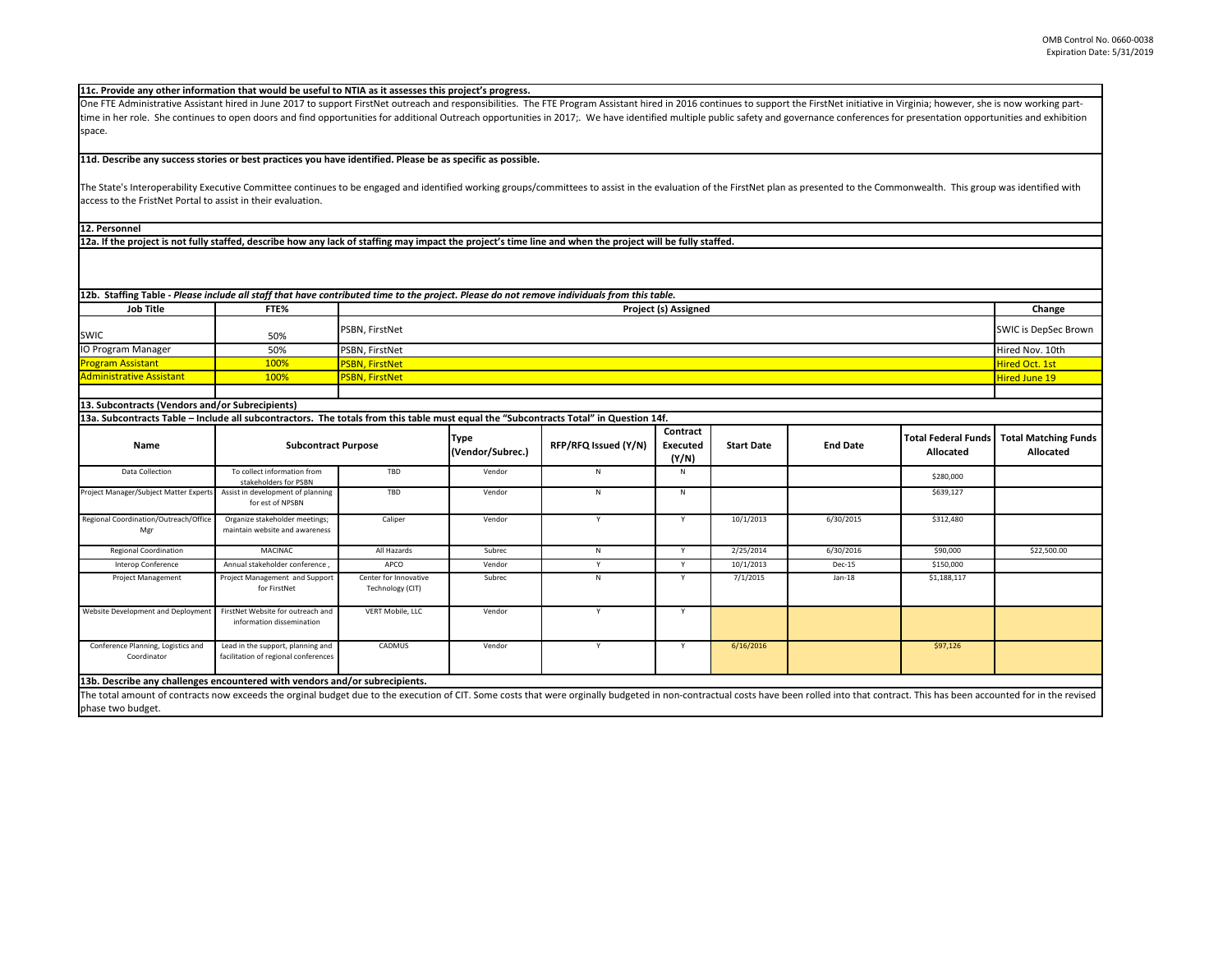**11c. Provide any other information that would be useful to NTIA as it assesses this project's progress.**

One FTE Administrative Assistant hired in June 2017 to support FirstNet outreach and responsibilities. The FTE Program Assistant hired in 2016 continues to support the FirstNet initiative in Virginia; however, she is now working part-time in her role. She continues to open doors and find opportunities for additional Outreach opportunities in 2017;. We have identified multiple public safety and governance conferences for presentation opportunities and exhibition space.

**11d. Describe any success stories or best practices you have identified. Please be as specific as possible.**

The State's Interoperability Executive Committee continues to be engaged and identified working groups/committees to assist in the evaluation of the FirstNet plan as presented to the Commonwealth. This group was identified with access to the FristNet Portal to assist in their evaluation.

**12. Personnel**

**12a. If the project is not fully staffed, describe how any lack of staffing may impact the project's time line and when the project will be fully staffed.**

**12b. Staffing Table -** ***Please include all staff that have contributed time to the project. Please do not remove individuals from this table.***

| Job Title | FTE% | Project (s) Assigned | Change |
|---|---|---|---|
| SWIC | 50% | PSBN, FirstNet | SWIC is DepSec Brown |
| IO Program Manager | 50% | PSBN, FirstNet | Hired Nov. 10th |
| Program Assistant | 100% | PSBN, FirstNet | Hired Oct. 1st |
| Administrative Assistant | 100% | PSBN, FirstNet | Hired June 19 |
| | | | |

**13. Subcontracts (Vendors and/or Subrecipients)**

**13a. Subcontracts Table – Include all subcontractors. The totals from this table must equal the "Subcontracts Total" in Question 14f.**

| Name | Subcontract Purpose | | Type (Vendor/Subrec.) | RFP/RFQ Issued (Y/N) | Contract Executed (Y/N) | Start Date | End Date | Total Federal Funds Allocated | Total Matching Funds Allocated |
|---|---|---|---|---|---|---|---|---|---|
| Data Collection | To collect information from stakeholders for PSBN | TBD | Vendor | N | N | | | $280,000 | |
| Project Manager/Subject Matter Experts | Assist in development of planning for est of NPSBN | TBD | Vendor | N | N | | | $639,127 | |
| Regional Coordination/Outreach/Office Mgr | Organize stakeholder meetings; maintain website and awareness | Caliper | Vendor | Y | Y | 10/1/2013 | 6/30/2015 | $312,480 | |
| Regional Coordination | MACINAC | All Hazards | Subrec | N | Y | 2/25/2014 | 6/30/2016 | $90,000 | $22,500.00 |
| Interop Conference | Annual stakeholder conference , | APCO | Vendor | Y | Y | 10/1/2013 | Dec-15 | $150,000 | |
| Project Management | Project Management and Support for FirstNet | Center for Innovative Technology (CIT) | Subrec | N | Y | 7/1/2015 | Jan-18 | $1,188,117 | |
| Website Development and Deployment | FirstNet Website for outreach and information dissemination | VERT Mobile, LLC | Vendor | Y | Y | | | | |
| Conference Planning, Logistics and Coordinator | Lead in the support, planning and facilitation of regional conferences | CADMUS | Vendor | Y | Y | 6/16/2016 | | $97,126 | |

**13b. Describe any challenges encountered with vendors and/or subrecipients.**

The total amount of contracts now exceeds the orginal budget due to the execution of CIT. Some costs that were orginally budgeted in non-contractual costs have been rolled into that contract. This has been accounted for in the revised phase two budget.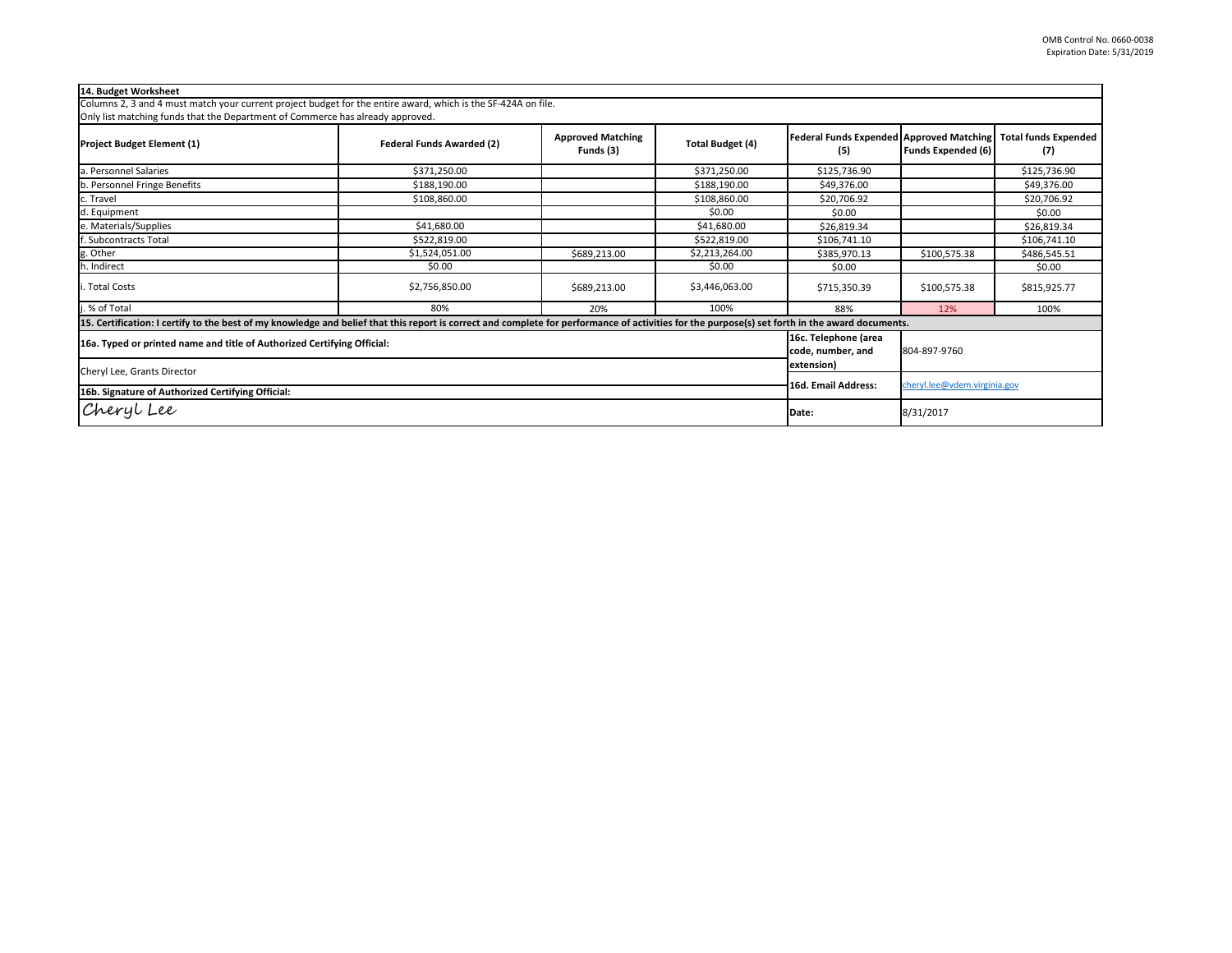OMB Control No. 0660-0038
Expiration Date: 5/31/2019

**14. Budget Worksheet**

Columns 2, 3 and 4 must match your current project budget for the entire award, which is the SF-424A on file.
Only list matching funds that the Department of Commerce has already approved.

| Project Budget Element (1) | Federal Funds Awarded (2) | Approved Matching Funds (3) | Total Budget (4) | Federal Funds Expended (5) | Approved Matching Funds Expended (6) | Total funds Expended (7) |
|---|---|---|---|---|---|---|
| a. Personnel Salaries | $371,250.00 | | $371,250.00 | $125,736.90 | | $125,736.90 |
| b. Personnel Fringe Benefits | $188,190.00 | | $188,190.00 | $49,376.00 | | $49,376.00 |
| c. Travel | $108,860.00 | | $108,860.00 | $20,706.92 | | $20,706.92 |
| d. Equipment | | | $0.00 | $0.00 | | $0.00 |
| e. Materials/Supplies | $41,680.00 | | $41,680.00 | $26,819.34 | | $26,819.34 |
| f. Subcontracts Total | $522,819.00 | | $522,819.00 | $106,741.10 | | $106,741.10 |
| g. Other | $1,524,051.00 | $689,213.00 | $2,213,264.00 | $385,970.13 | $100,575.38 | $486,545.51 |
| h. Indirect | $0.00 | | $0.00 | $0.00 | | $0.00 |
| i. Total Costs | $2,756,850.00 | $689,213.00 | $3,446,063.00 | $715,350.39 | $100,575.38 | $815,925.77 |
| j. % of Total | 80% | 20% | 100% | 88% | 12% | 100% |

**15. Certification: I certify to the best of my knowledge and belief that this report is correct and complete for performance of activities for the purpose(s) set forth in the award documents.**

| | | |
|---|---|---|
| **16a. Typed or printed name and title of Authorized Certifying Official:** | **16c. Telephone (area code, number, and extension)** | 804-897-9760 |
| Cheryl Lee, Grants Director | **16d. Email Address:** | cheryl.lee@vdem.virginia.gov |
| **16b. Signature of Authorized Certifying Official:** | | |
| Cheryl Lee | **Date:** | 8/31/2017 |